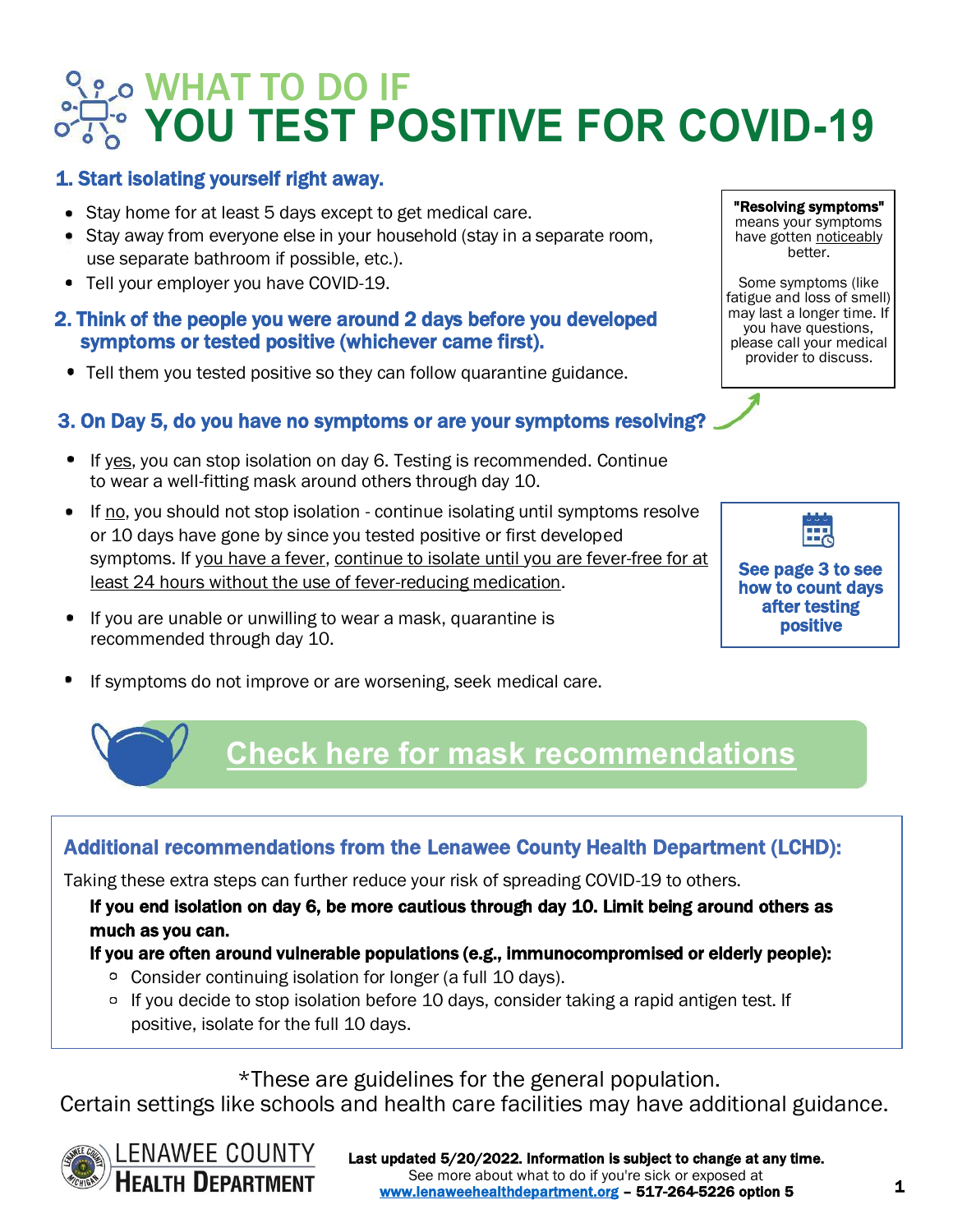# WHAT TO DO IF YOU TEST POSITIVE FOR COVID-19

## 1. Start isolating yourself right away.

- Stay home for at least 5 days except to get medical care.
- Stay away from everyone else in your household (stay in a separate room, use separate bathroom if possible, etc.).
- Tell your employer you have COVID-19.

## 2. Think of the people you were around 2 days before you developed symptoms or tested positive (whichever came first).

- Tell them you tested positive so they can follow quarantine guidance.

## 3. On Day 5, do you have no symptoms or are your symptoms resolving?

> **"Resolving symptoms"** means your symptoms have gotten noticeably better.
>
> Some symptoms (like fatigue and loss of smell) may last a longer time. If you have questions, please call your medical provider to discuss.

- If yes, you can stop isolation on day 6. Testing is recommended. Continue to wear a well-fitting mask around others through day 10.
- If no, you should not stop isolation - continue isolating until symptoms resolve or 10 days have gone by since you tested positive or first developed symptoms. If you have a fever, continue to isolate until you are fever-free for at least 24 hours without the use of fever-reducing medication.
- If you are unable or unwilling to wear a mask, quarantine is recommended through day 10.
- If symptoms do not improve or are worsening, seek medical care.

> **See page 3 to see how to count days after testing positive**

**Check here for mask recommendations**

### Additional recommendations from the Lenawee County Health Department (LCHD):

Taking these extra steps can further reduce your risk of spreading COVID-19 to others.

**If you end isolation on day 6, be more cautious through day 10. Limit being around others as much as you can.**

**If you are often around vulnerable populations (e.g., immunocompromised or elderly people):**

- Consider continuing isolation for longer (a full 10 days).
- If you decide to stop isolation before 10 days, consider taking a rapid antigen test. If positive, isolate for the full 10 days.

*These are guidelines for the general population.
Certain settings like schools and health care facilities may have additional guidance.

LENAWEE COUNTY HEALTH DEPARTMENT

**Last updated 5/20/2022. Information is subject to change at any time.**
See more about what to do if you're sick or exposed at **www.lenaweehealthdepartment.org – 517-264-5226 option 5**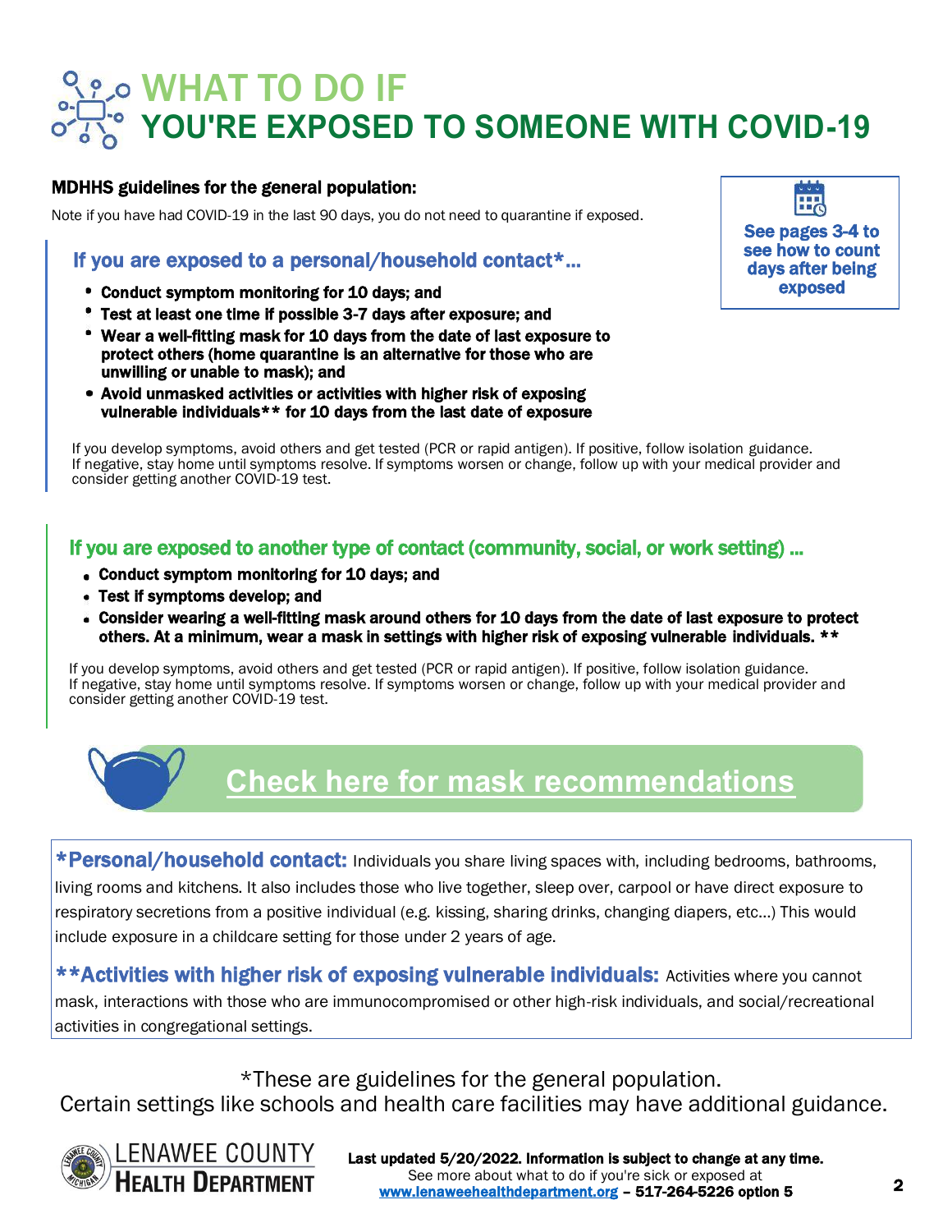# WHAT TO DO IF YOU'RE EXPOSED TO SOMEONE WITH COVID-19

**MDHHS guidelines for the general population:**

Note if you have had COVID-19 in the last 90 days, you do not need to quarantine if exposed.

**See pages 3-4 to see how to count days after being exposed**

## If you are exposed to a personal/household contact*...

- **Conduct symptom monitoring for 10 days; and**
- **Test at least one time if possible 3-7 days after exposure; and**
- **Wear a well-fitting mask for 10 days from the date of last exposure to protect others (home quarantine is an alternative for those who are unwilling or unable to mask); and**
- **Avoid unmasked activities or activities with higher risk of exposing vulnerable individuals** for 10 days from the last date of exposure**

If you develop symptoms, avoid others and get tested (PCR or rapid antigen). If positive, follow isolation guidance. If negative, stay home until symptoms resolve. If symptoms worsen or change, follow up with your medical provider and consider getting another COVID-19 test.

## If you are exposed to another type of contact (community, social, or work setting) ...

- **Conduct symptom monitoring for 10 days; and**
- **Test if symptoms develop; and**
- **Consider wearing a well-fitting mask around others for 10 days from the date of last exposure to protect others. At a minimum, wear a mask in settings with higher risk of exposing vulnerable individuals. ****

If you develop symptoms, avoid others and get tested (PCR or rapid antigen). If positive, follow isolation guidance. If negative, stay home until symptoms resolve. If symptoms worsen or change, follow up with your medical provider and consider getting another COVID-19 test.

**Check here for mask recommendations**

***Personal/household contact:** Individuals you share living spaces with, including bedrooms, bathrooms, living rooms and kitchens. It also includes those who live together, sleep over, carpool or have direct exposure to respiratory secretions from a positive individual (e.g. kissing, sharing drinks, changing diapers, etc...) This would include exposure in a childcare setting for those under 2 years of age.

****Activities with higher risk of exposing vulnerable individuals:** Activities where you cannot mask, interactions with those who are immunocompromised or other high-risk individuals, and social/recreational activities in congregational settings.

*These are guidelines for the general population.
Certain settings like schools and health care facilities may have additional guidance.

LENAWEE COUNTY HEALTH DEPARTMENT

**Last updated 5/20/2022. Information is subject to change at any time.**
See more about what to do if you're sick or exposed at
www.lenaweehealthdepartment.org – 517-264-5226 option 5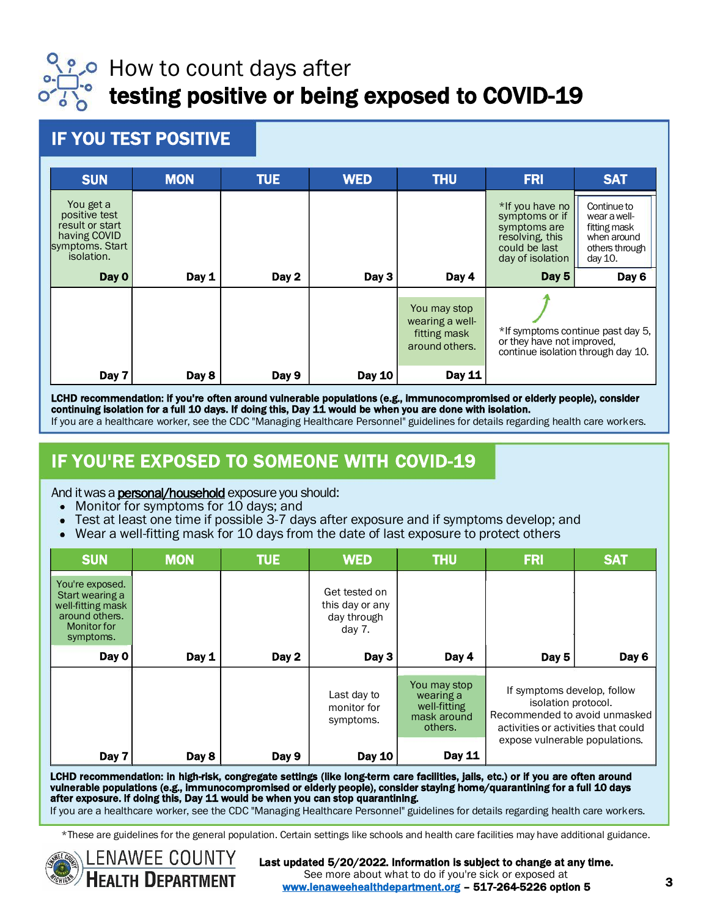# How to count days after **testing positive or being exposed to COVID-19**

## IF YOU TEST POSITIVE

| SUN | MON | TUE | WED | THU | FRI | SAT |
|---|---|---|---|---|---|---|
| You get a positive test result or start having COVID symptoms. Start isolation. **Day 0** | **Day 1** | **Day 2** | **Day 3** | **Day 4** | *If you have no symptoms or if symptoms are resolving, this could be last day of isolation **Day 5** | Continue to wear a well-fitting mask when around others through day 10. **Day 6** |
| **Day 7** | **Day 8** | **Day 9** | **Day 10** | You may stop wearing a well-fitting mask around others. **Day 11** | *If symptoms continue past day 5, or they have not improved, continue isolation through day 10. | |

**LCHD recommendation: If you're often around vulnerable populations (e.g., immunocompromised or elderly people), consider continuing isolation for a full 10 days. If doing this, Day 11 would be when you are done with isolation.**
If you are a healthcare worker, see the CDC "Managing Healthcare Personnel" guidelines for details regarding health care workers.

## IF YOU'RE EXPOSED TO SOMEONE WITH COVID-19

And it was a personal/household exposure you should:

- Monitor for symptoms for 10 days; and
- Test at least one time if possible 3-7 days after exposure and if symptoms develop; and
- Wear a well-fitting mask for 10 days from the date of last exposure to protect others

| SUN | MON | TUE | WED | THU | FRI | SAT |
|---|---|---|---|---|---|---|
| You're exposed. Start wearing a well-fitting mask around others. Monitor for symptoms. **Day 0** | **Day 1** | **Day 2** | Get tested on this day or any day through day 7. **Day 3** | **Day 4** | **Day 5** | **Day 6** |
| **Day 7** | **Day 8** | **Day 9** | Last day to monitor for symptoms. **Day 10** | You may stop wearing a well-fitting mask around others. **Day 11** | If symptoms develop, follow isolation protocol. Recommended to avoid unmasked activities or activities that could expose vulnerable populations. | |

**LCHD recommendation: In high-risk, congregate settings (like long-term care facilities, jails, etc.) or if you are often around vulnerable populations (e.g., immunocompromised or elderly people), consider staying home/quarantining for a full 10 days after exposure. If doing this, Day 11 would be when you can stop quarantining.**
If you are a healthcare worker, see the CDC "Managing Healthcare Personnel" guidelines for details regarding health care workers.

*These are guidelines for the general population. Certain settings like schools and health care facilities may have additional guidance.

LENAWEE COUNTY HEALTH DEPARTMENT

**Last updated 5/20/2022. Information is subject to change at any time.**
See more about what to do if you're sick or exposed at
**www.lenaweehealthdepartment.org – 517-264-5226 option 5**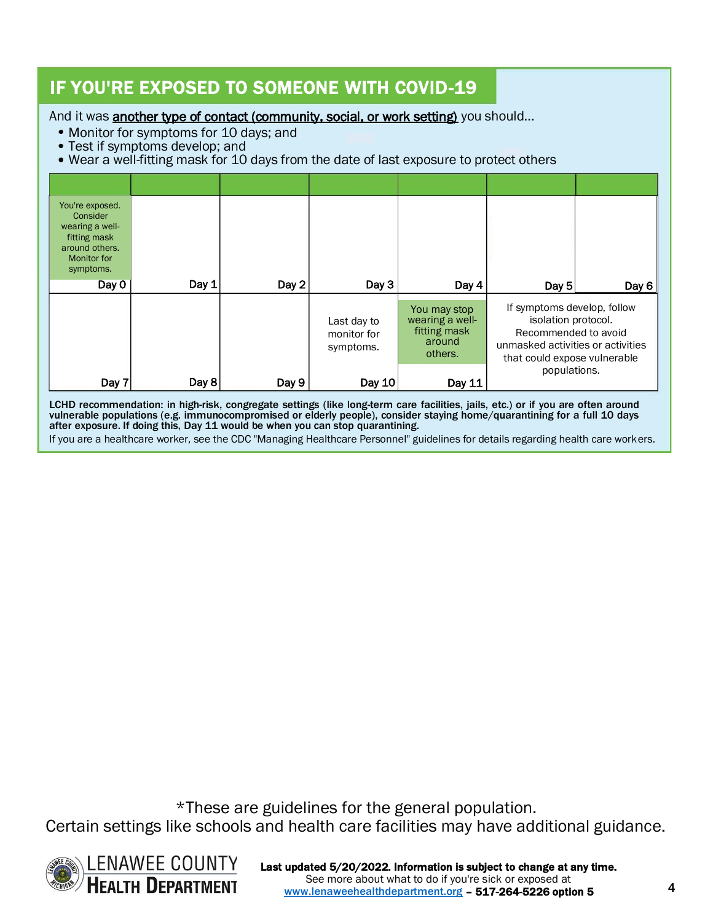## IF YOU'RE EXPOSED TO SOMEONE WITH COVID-19

And it was <u>another type of contact (community, social, or work setting)</u> you should...

- Monitor for symptoms for 10 days; and
- Test if symptoms develop; and
- Wear a well-fitting mask for 10 days from the date of last exposure to protect others

| | | | | | | |
|---|---|---|---|---|---|---|
| You're exposed. Consider wearing a well-fitting mask around others. Monitor for symptoms. Day 0 | Day 1 | Day 2 | Day 3 | Day 4 | Day 5 | Day 6 |
| Day 7 | Day 8 | Day 9 | Last day to monitor for symptoms. Day 10 | You may stop wearing a well-fitting mask around others. Day 11 | If symptoms develop, follow isolation protocol. Recommended to avoid unmasked activities or activities that could expose vulnerable populations. | |

**LCHD recommendation: in high-risk, congregate settings (like long-term care facilities, jails, etc.) or if you are often around vulnerable populations (e.g. immunocompromised or elderly people), consider staying home/quarantining for a full 10 days after exposure. If doing this, Day 11 would be when you can stop quarantining.**

If you are a healthcare worker, see the CDC "Managing Healthcare Personnel" guidelines for details regarding health care workers.

*These are guidelines for the general population.
Certain settings like schools and health care facilities may have additional guidance.

LENAWEE COUNTY HEALTH DEPARTMENT

**Last updated 5/20/2022. Information is subject to change at any time.**
See more about what to do if you're sick or exposed at
www.lenaweehealthdepartment.org – **517-264-5226 option 5**